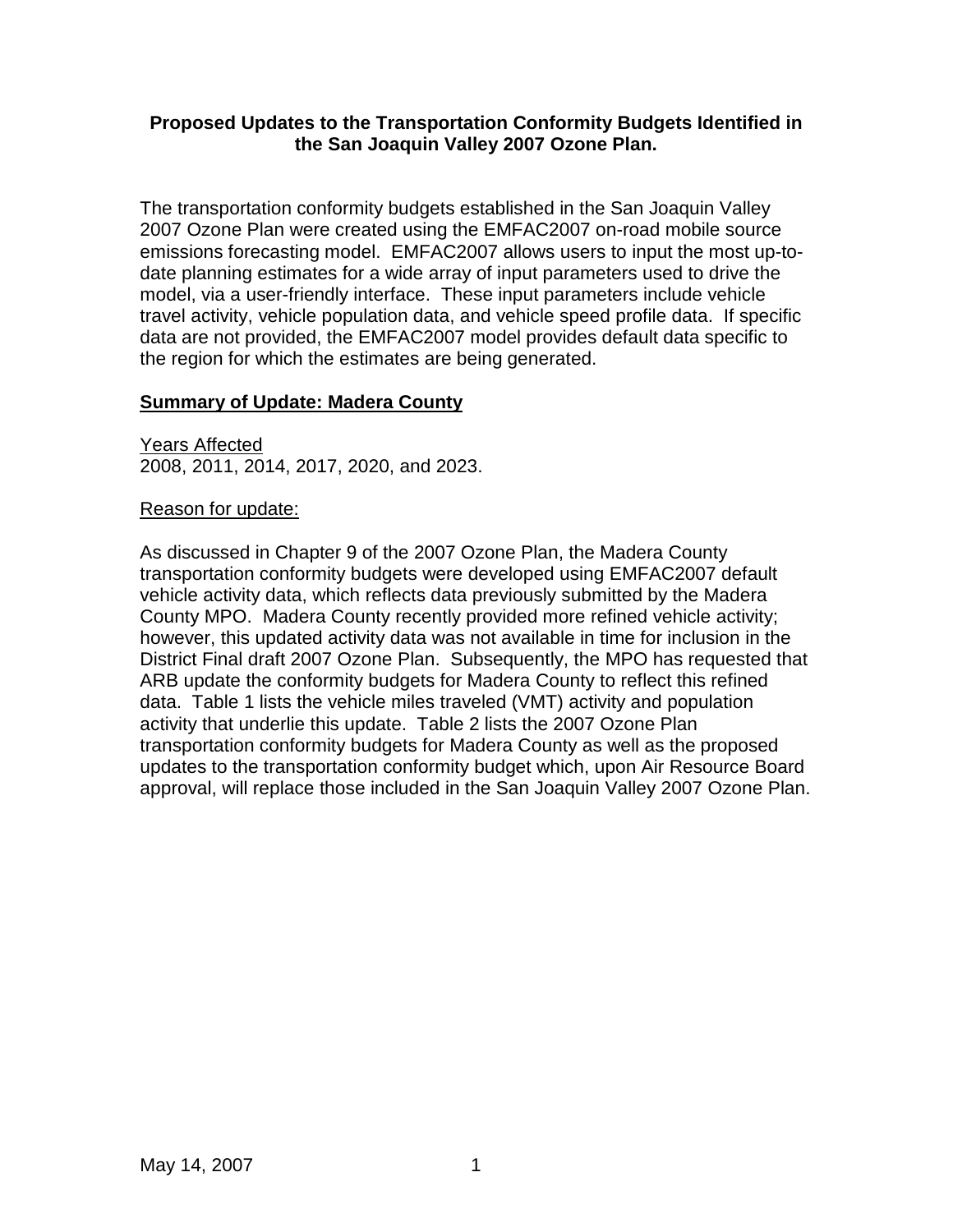**Proposed Updates to the Transportation Conformity Budgets Identified in the San Joaquin Valley 2007 Ozone Plan.**

The transportation conformity budgets established in the San Joaquin Valley 2007 Ozone Plan were created using the EMFAC2007 on-road mobile source emissions forecasting model. EMFAC2007 allows users to input the most up-to-date planning estimates for a wide array of input parameters used to drive the model, via a user-friendly interface. These input parameters include vehicle travel activity, vehicle population data, and vehicle speed profile data. If specific data are not provided, the EMFAC2007 model provides default data specific to the region for which the estimates are being generated.

## Summary of Update: Madera County

Years Affected

2008, 2011, 2014, 2017, 2020, and 2023.

Reason for update:

As discussed in Chapter 9 of the 2007 Ozone Plan, the Madera County transportation conformity budgets were developed using EMFAC2007 default vehicle activity data, which reflects data previously submitted by the Madera County MPO. Madera County recently provided more refined vehicle activity; however, this updated activity data was not available in time for inclusion in the District Final draft 2007 Ozone Plan. Subsequently, the MPO has requested that ARB update the conformity budgets for Madera County to reflect this refined data. Table 1 lists the vehicle miles traveled (VMT) activity and population activity that underlie this update. Table 2 lists the 2007 Ozone Plan transportation conformity budgets for Madera County as well as the proposed updates to the transportation conformity budget which, upon Air Resource Board approval, will replace those included in the San Joaquin Valley 2007 Ozone Plan.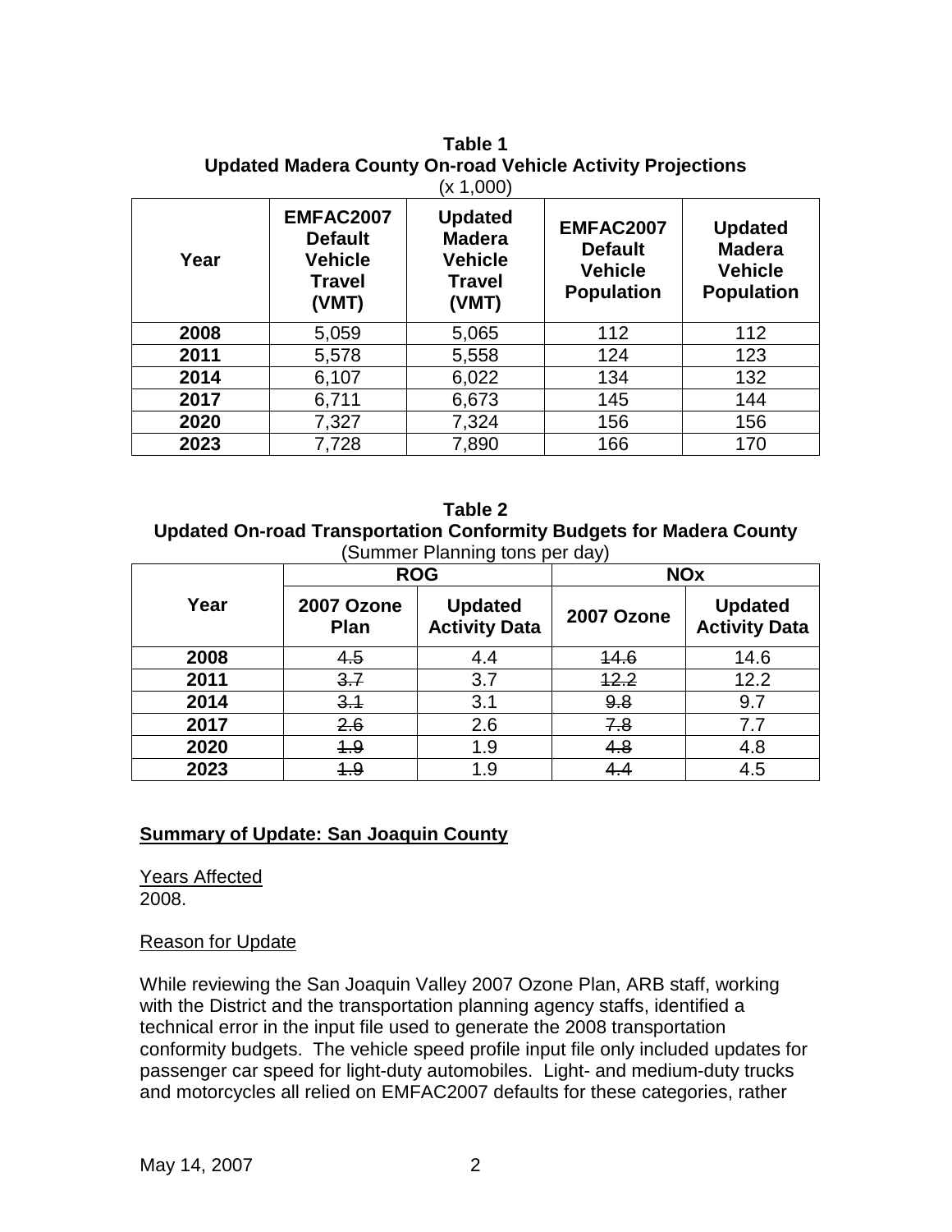**Table 1**
**Updated Madera County On-road Vehicle Activity Projections**
(x 1,000)

| Year | EMFAC2007 Default Vehicle Travel (VMT) | Updated Madera Vehicle Travel (VMT) | EMFAC2007 Default Vehicle Population | Updated Madera Vehicle Population |
|---|---|---|---|---|
| **2008** | 5,059 | 5,065 | 112 | 112 |
| **2011** | 5,578 | 5,558 | 124 | 123 |
| **2014** | 6,107 | 6,022 | 134 | 132 |
| **2017** | 6,711 | 6,673 | 145 | 144 |
| **2020** | 7,327 | 7,324 | 156 | 156 |
| **2023** | 7,728 | 7,890 | 166 | 170 |

**Table 2**
**Updated On-road Transportation Conformity Budgets for Madera County**
(Summer Planning tons per day)

| Year | ROG | | NOx | |
|---|---|---|---|---|
| | 2007 Ozone Plan | Updated Activity Data | 2007 Ozone | Updated Activity Data |
| **2008** | ~~4.5~~ | 4.4 | ~~14.6~~ | 14.6 |
| **2011** | ~~3.7~~ | 3.7 | ~~12.2~~ | 12.2 |
| **2014** | ~~3.1~~ | 3.1 | ~~9.8~~ | 9.7 |
| **2017** | ~~2.6~~ | 2.6 | ~~7.8~~ | 7.7 |
| **2020** | ~~1.9~~ | 1.9 | ~~4.8~~ | 4.8 |
| **2023** | ~~1.9~~ | 1.9 | ~~4.4~~ | 4.5 |

## Summary of Update: San Joaquin County

Years Affected
2008.

Reason for Update

While reviewing the San Joaquin Valley 2007 Ozone Plan, ARB staff, working with the District and the transportation planning agency staffs, identified a technical error in the input file used to generate the 2008 transportation conformity budgets. The vehicle speed profile input file only included updates for passenger car speed for light-duty automobiles. Light- and medium-duty trucks and motorcycles all relied on EMFAC2007 defaults for these categories, rather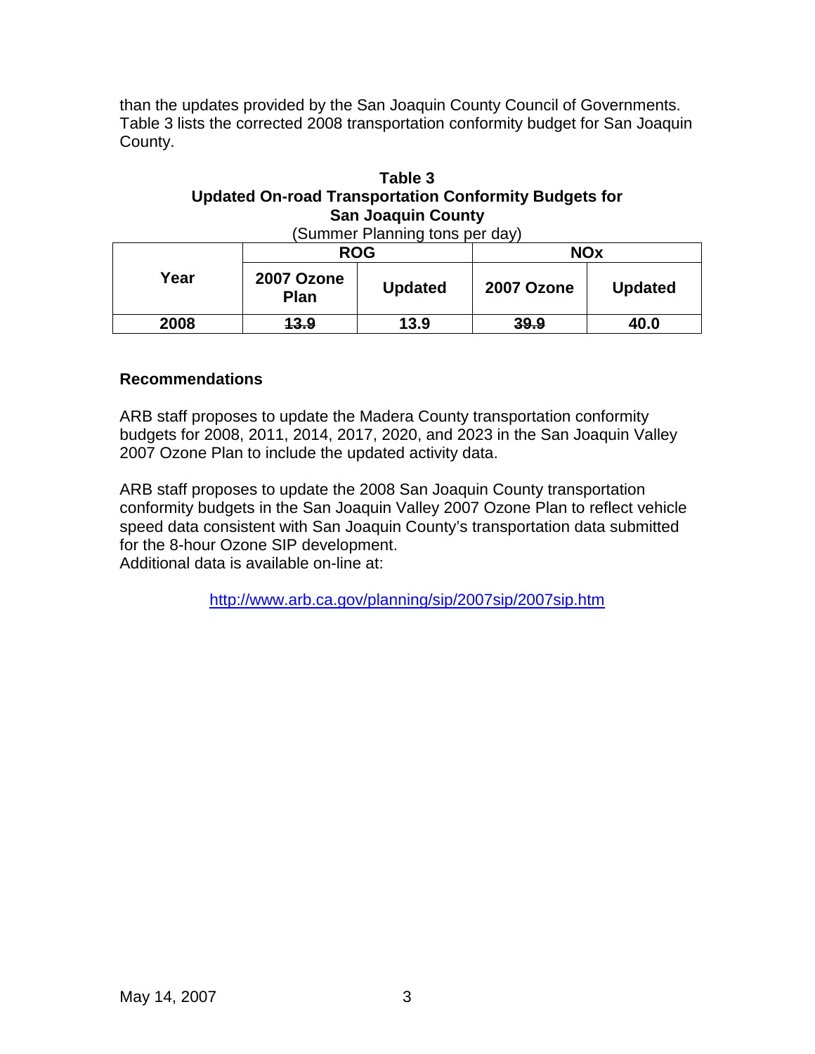than the updates provided by the San Joaquin County Council of Governments. Table 3 lists the corrected 2008 transportation conformity budget for San Joaquin County.

**Table 3**
**Updated On-road Transportation Conformity Budgets for San Joaquin County**
(Summer Planning tons per day)

| Year | ROG | | NOx | |
|---|---|---|---|---|
| | 2007 Ozone Plan | Updated | 2007 Ozone | Updated |
| 2008 | ~~13.9~~ | 13.9 | ~~39.9~~ | 40.0 |

**Recommendations**

ARB staff proposes to update the Madera County transportation conformity budgets for 2008, 2011, 2014, 2017, 2020, and 2023 in the San Joaquin Valley 2007 Ozone Plan to include the updated activity data.

ARB staff proposes to update the 2008 San Joaquin County transportation conformity budgets in the San Joaquin Valley 2007 Ozone Plan to reflect vehicle speed data consistent with San Joaquin County's transportation data submitted for the 8-hour Ozone SIP development.
Additional data is available on-line at:

http://www.arb.ca.gov/planning/sip/2007sip/2007sip.htm

May 14, 2007